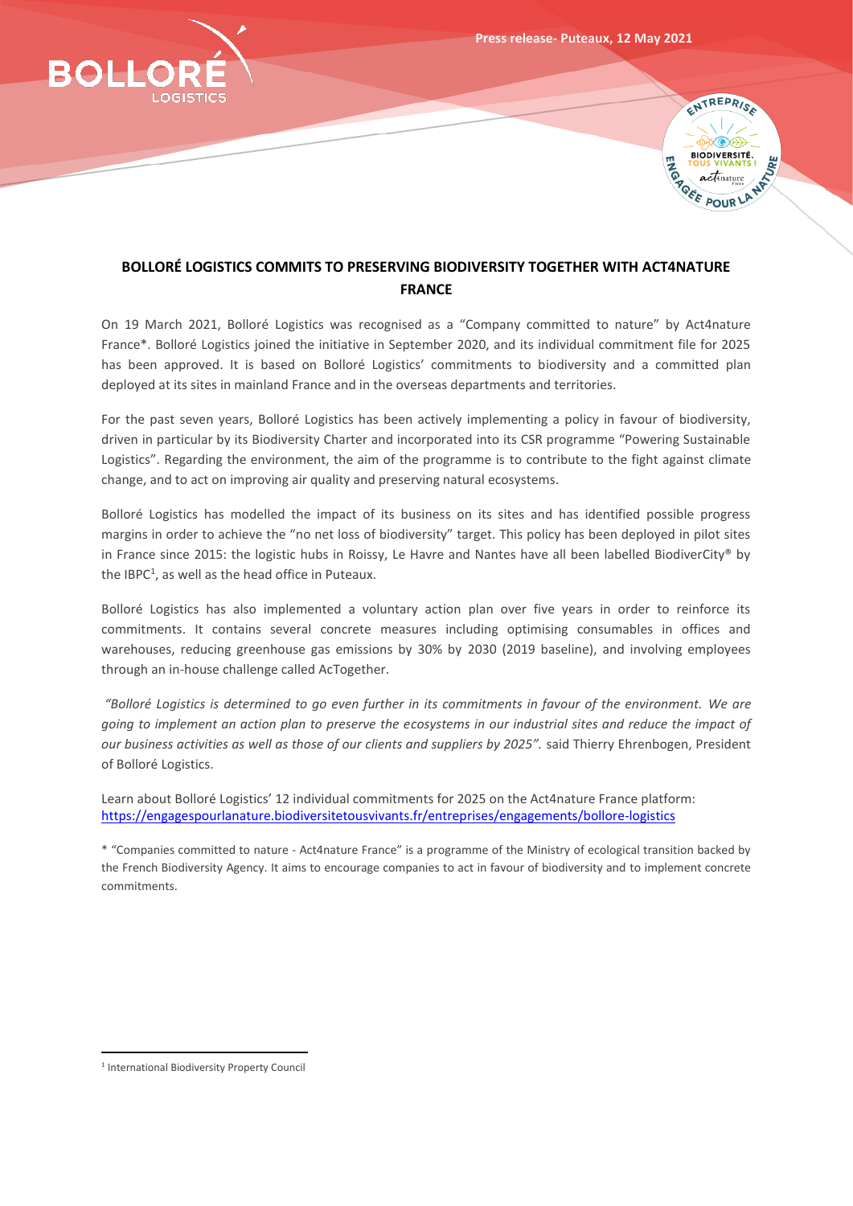Press release- Puteaux, 12 May 2021

# BOLLORÉ LOGISTICS COMMITS TO PRESERVING BIODIVERSITY TOGETHER WITH ACT4NATURE FRANCE

On 19 March 2021, Bolloré Logistics was recognised as a "Company committed to nature" by Act4nature France*. Bolloré Logistics joined the initiative in September 2020, and its individual commitment file for 2025 has been approved. It is based on Bolloré Logistics' commitments to biodiversity and a committed plan deployed at its sites in mainland France and in the overseas departments and territories.

For the past seven years, Bolloré Logistics has been actively implementing a policy in favour of biodiversity, driven in particular by its Biodiversity Charter and incorporated into its CSR programme "Powering Sustainable Logistics". Regarding the environment, the aim of the programme is to contribute to the fight against climate change, and to act on improving air quality and preserving natural ecosystems.

Bolloré Logistics has modelled the impact of its business on its sites and has identified possible progress margins in order to achieve the "no net loss of biodiversity" target. This policy has been deployed in pilot sites in France since 2015: the logistic hubs in Roissy, Le Havre and Nantes have all been labelled BiodiverCity® by the IBPC[1], as well as the head office in Puteaux.

Bolloré Logistics has also implemented a voluntary action plan over five years in order to reinforce its commitments. It contains several concrete measures including optimising consumables in offices and warehouses, reducing greenhouse gas emissions by 30% by 2030 (2019 baseline), and involving employees through an in-house challenge called AcTogether.

*"Bolloré Logistics is determined to go even further in its commitments in favour of the environment. We are going to implement an action plan to preserve the ecosystems in our industrial sites and reduce the impact of our business activities as well as those of our clients and suppliers by 2025".* said Thierry Ehrenbogen, President of Bolloré Logistics.

Learn about Bolloré Logistics' 12 individual commitments for 2025 on the Act4nature France platform:
https://engagespourlanature.biodiversitetousvivants.fr/entreprises/engagements/bollore-logistics

* "Companies committed to nature - Act4nature France" is a programme of the Ministry of ecological transition backed by the French Biodiversity Agency. It aims to encourage companies to act in favour of biodiversity and to implement concrete commitments.

[1] International Biodiversity Property Council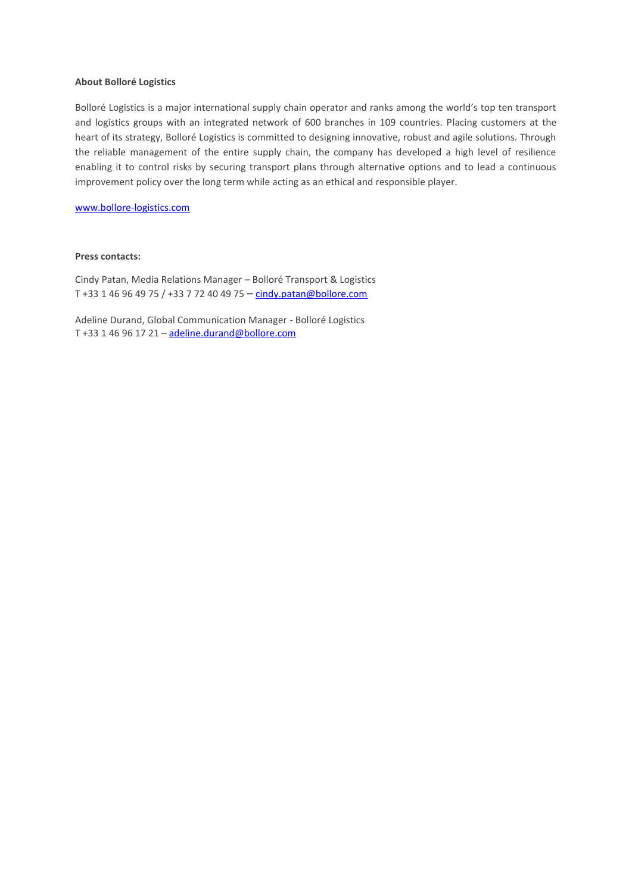**About Bolloré Logistics**

Bolloré Logistics is a major international supply chain operator and ranks among the world's top ten transport and logistics groups with an integrated network of 600 branches in 109 countries. Placing customers at the heart of its strategy, Bolloré Logistics is committed to designing innovative, robust and agile solutions. Through the reliable management of the entire supply chain, the company has developed a high level of resilience enabling it to control risks by securing transport plans through alternative options and to lead a continuous improvement policy over the long term while acting as an ethical and responsible player.

www.bollore-logistics.com

**Press contacts:**

Cindy Patan, Media Relations Manager – Bolloré Transport & Logistics
T +33 1 46 96 49 75 / +33 7 72 40 49 75 – cindy.patan@bollore.com

Adeline Durand, Global Communication Manager - Bolloré Logistics
T +33 1 46 96 17 21 – adeline.durand@bollore.com